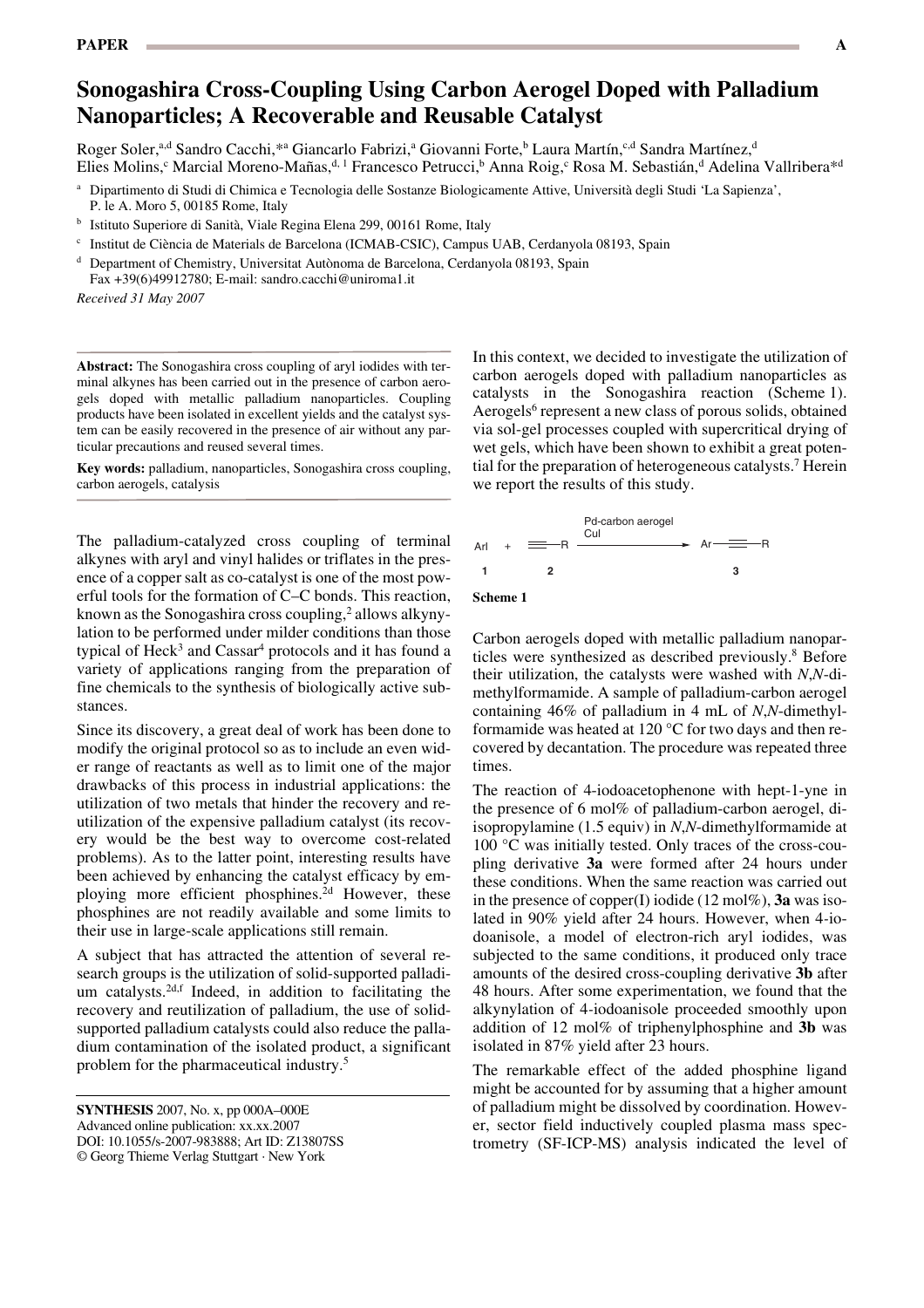# Sonogashira Cross-Coupling Using Carbon Aerogel Doped with Palladium Nanoparticles; A Recoverable and Reusable Catalyst

Roger Soler,[a,d] Sandro Cacchi,*[a] Giancarlo Fabrizi,[a] Giovanni Forte,[b] Laura Martín,[c,d] Sandra Martínez,[d] Elies Molins,[c] Marcial Moreno-Mañas,[d,1] Francesco Petrucci,[b] Anna Roig,[c] Rosa M. Sebastián,[d] Adelina Vallribera*[d]

[a] Dipartimento di Studi di Chimica e Tecnologia delle Sostanze Biologicamente Attive, Università degli Studi 'La Sapienza', P. le A. Moro 5, 00185 Rome, Italy

[b] Istituto Superiore di Sanità, Viale Regina Elena 299, 00161 Rome, Italy

[c] Institut de Ciència de Materials de Barcelona (ICMAB-CSIC), Campus UAB, Cerdanyola 08193, Spain

[d] Department of Chemistry, Universitat Autònoma de Barcelona, Cerdanyola 08193, Spain
Fax +39(6)49912780; E-mail: sandro.cacchi@uniroma1.it

*Received 31 May 2007*

**Abstract:** The Sonogashira cross coupling of aryl iodides with terminal alkynes has been carried out in the presence of carbon aerogels doped with metallic palladium nanoparticles. Coupling products have been isolated in excellent yields and the catalyst system can be easily recovered in the presence of air without any particular precautions and reused several times.

**Key words:** palladium, nanoparticles, Sonogashira cross coupling, carbon aerogels, catalysis

The palladium-catalyzed cross coupling of terminal alkynes with aryl and vinyl halides or triflates in the presence of a copper salt as co-catalyst is one of the most powerful tools for the formation of C–C bonds. This reaction, known as the Sonogashira cross coupling,[2] allows alkynylation to be performed under milder conditions than those typical of Heck[3] and Cassar[4] protocols and it has found a variety of applications ranging from the preparation of fine chemicals to the synthesis of biologically active substances.

Since its discovery, a great deal of work has been done to modify the original protocol so as to include an even wider range of reactants as well as to limit one of the major drawbacks of this process in industrial applications: the utilization of two metals that hinder the recovery and reutilization of the expensive palladium catalyst (its recovery would be the best way to overcome cost-related problems). As to the latter point, interesting results have been achieved by enhancing the catalyst efficacy by employing more efficient phosphines.[2d] However, these phosphines are not readily available and some limits to their use in large-scale applications still remain.

A subject that has attracted the attention of several research groups is the utilization of solid-supported palladium catalysts.[2d,f] Indeed, in addition to facilitating the recovery and reutilization of palladium, the use of solid-supported palladium catalysts could also reduce the palladium contamination of the isolated product, a significant problem for the pharmaceutical industry.[5]

In this context, we decided to investigate the utilization of carbon aerogels doped with palladium nanoparticles as catalysts in the Sonogashira reaction (Scheme 1). Aerogels[6] represent a new class of porous solids, obtained via sol-gel processes coupled with supercritical drying of wet gels, which have been shown to exhibit a great potential for the preparation of heterogeneous catalysts.[7] Herein we report the results of this study.

$$\underset{\mathbf{1}}{\mathrm{ArI}} + \underset{\mathbf{2}}{\mathrm{HC{\equiv}C{-}R}} \xrightarrow[\mathrm{CuI}]{\text{Pd-carbon aerogel}} \underset{\mathbf{3}}{\mathrm{Ar{-}C{\equiv}C{-}R}}$$

**Scheme 1**

Carbon aerogels doped with metallic palladium nanoparticles were synthesized as described previously.[8] Before their utilization, the catalysts were washed with *N*,*N*-dimethylformamide. A sample of palladium-carbon aerogel containing 46% of palladium in 4 mL of *N*,*N*-dimethylformamide was heated at 120 °C for two days and then recovered by decantation. The procedure was repeated three times.

The reaction of 4-iodoacetophenone with hept-1-yne in the presence of 6 mol% of palladium-carbon aerogel, diisopropylamine (1.5 equiv) in *N*,*N*-dimethylformamide at 100 °C was initially tested. Only traces of the cross-coupling derivative **3a** were formed after 24 hours under these conditions. When the same reaction was carried out in the presence of copper(I) iodide (12 mol%), **3a** was isolated in 90% yield after 24 hours. However, when 4-iodoanisole, a model of electron-rich aryl iodides, was subjected to the same conditions, it produced only trace amounts of the desired cross-coupling derivative **3b** after 48 hours. After some experimentation, we found that the alkynylation of 4-iodoanisole proceeded smoothly upon addition of 12 mol% of triphenylphosphine and **3b** was isolated in 87% yield after 23 hours.

The remarkable effect of the added phosphine ligand might be accounted for by assuming that a higher amount of palladium might be dissolved by coordination. However, sector field inductively coupled plasma mass spectrometry (SF-ICP-MS) analysis indicated the level of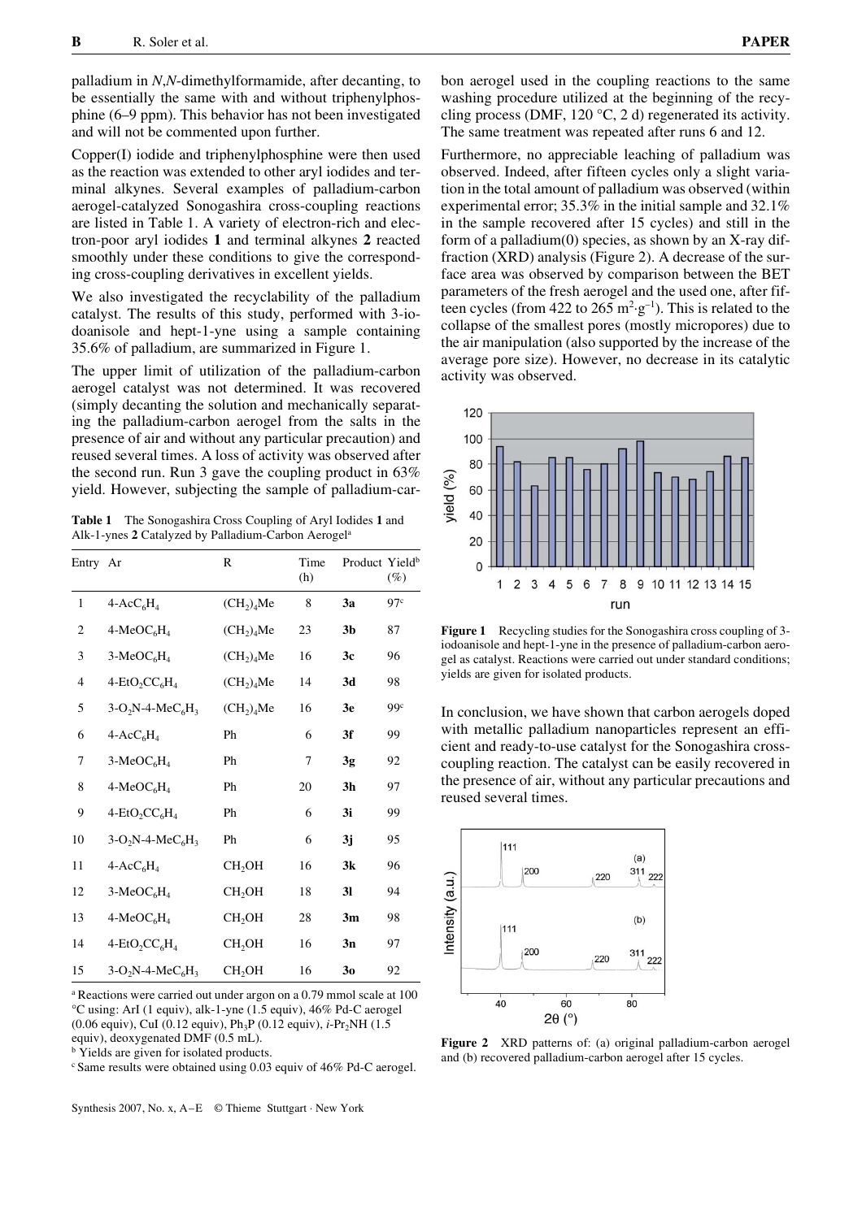palladium in *N*,*N*-dimethylformamide, after decanting, to be essentially the same with and without triphenylphosphine (6–9 ppm). This behavior has not been investigated and will not be commented upon further.

Copper(I) iodide and triphenylphosphine were then used as the reaction was extended to other aryl iodides and terminal alkynes. Several examples of palladium-carbon aerogel-catalyzed Sonogashira cross-coupling reactions are listed in Table 1. A variety of electron-rich and electron-poor aryl iodides **1** and terminal alkynes **2** reacted smoothly under these conditions to give the corresponding cross-coupling derivatives in excellent yields.

We also investigated the recyclability of the palladium catalyst. The results of this study, performed with 3-iodoanisole and hept-1-yne using a sample containing 35.6% of palladium, are summarized in Figure 1.

The upper limit of utilization of the palladium-carbon aerogel catalyst was not determined. It was recovered (simply decanting the solution and mechanically separating the palladium-carbon aerogel from the salts in the presence of air and without any particular precaution) and reused several times. A loss of activity was observed after the second run. Run 3 gave the coupling product in 63% yield. However, subjecting the sample of palladium-carbon aerogel used in the coupling reactions to the same washing procedure utilized at the beginning of the recycling process (DMF, 120 °C, 2 d) regenerated its activity. The same treatment was repeated after runs 6 and 12.

**Table 1** The Sonogashira Cross Coupling of Aryl Iodides **1** and Alk-1-ynes **2** Catalyzed by Palladium-Carbon Aerogel[a]

| Entry | Ar | R | Time (h) | Product | Yield[b] (%) |
|---|---|---|---|---|---|
| 1 | $4\text{-AcC}_6H_4$ | $(CH_2)_4Me$ | 8 | **3a** | 97[c] |
| 2 | $4\text{-MeOC}_6H_4$ | $(CH_2)_4Me$ | 23 | **3b** | 87 |
| 3 | $3\text{-MeOC}_6H_4$ | $(CH_2)_4Me$ | 16 | **3c** | 96 |
| 4 | $4\text{-EtO}_2CC_6H_4$ | $(CH_2)_4Me$ | 14 | **3d** | 98 |
| 5 | $3\text{-O}_2N\text{-4-MeC}_6H_3$ | $(CH_2)_4Me$ | 16 | **3e** | 99[c] |
| 6 | $4\text{-AcC}_6H_4$ | Ph | 6 | **3f** | 99 |
| 7 | $3\text{-MeOC}_6H_4$ | Ph | 7 | **3g** | 92 |
| 8 | $4\text{-MeOC}_6H_4$ | Ph | 20 | **3h** | 97 |
| 9 | $4\text{-EtO}_2CC_6H_4$ | Ph | 6 | **3i** | 99 |
| 10 | $3\text{-O}_2N\text{-4-MeC}_6H_3$ | Ph | 6 | **3j** | 95 |
| 11 | $4\text{-AcC}_6H_4$ | $CH_2OH$ | 16 | **3k** | 96 |
| 12 | $3\text{-MeOC}_6H_4$ | $CH_2OH$ | 18 | **3l** | 94 |
| 13 | $4\text{-MeOC}_6H_4$ | $CH_2OH$ | 28 | **3m** | 98 |
| 14 | $4\text{-EtO}_2CC_6H_4$ | $CH_2OH$ | 16 | **3n** | 97 |
| 15 | $3\text{-O}_2N\text{-4-MeC}_6H_3$ | $CH_2OH$ | 16 | **3o** | 92 |

[a] Reactions were carried out under argon on a 0.79 mmol scale at 100 °C using: ArI (1 equiv), alk-1-yne (1.5 equiv), 46% Pd-C aerogel (0.06 equiv), CuI (0.12 equiv), $Ph_3P$ (0.12 equiv), $i\text{-Pr}_2NH$ (1.5 equiv), deoxygenated DMF (0.5 mL).
[b] Yields are given for isolated products.
[c] Same results were obtained using 0.03 equiv of 46% Pd-C aerogel.

Furthermore, no appreciable leaching of palladium was observed. Indeed, after fifteen cycles only a slight variation in the total amount of palladium was observed (within experimental error; 35.3% in the initial sample and 32.1% in the sample recovered after 15 cycles) and still in the form of a palladium(0) species, as shown by an X-ray diffraction (XRD) analysis (Figure 2). A decrease of the surface area was observed by comparison between the BET parameters of the fresh aerogel and the used one, after fifteen cycles (from 422 to 265 $m^2 \cdot g^{-1}$). This is related to the collapse of the smallest pores (mostly micropores) due to the air manipulation (also supported by the increase of the average pore size). However, no decrease in its catalytic activity was observed.

**Figure 1** Recycling studies for the Sonogashira cross coupling of 3-iodoanisole and hept-1-yne in the presence of palladium-carbon aerogel as catalyst. Reactions were carried out under standard conditions; yields are given for isolated products.

In conclusion, we have shown that carbon aerogels doped with metallic palladium nanoparticles represent an efficient and ready-to-use catalyst for the Sonogashira cross-coupling reaction. The catalyst can be easily recovered in the presence of air, without any particular precautions and reused several times.

**Figure 2** XRD patterns of: (a) original palladium-carbon aerogel and (b) recovered palladium-carbon aerogel after 15 cycles.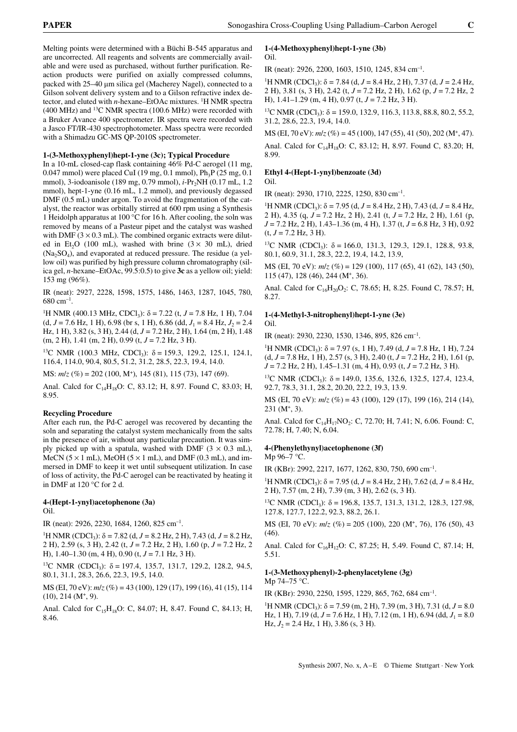Melting points were determined with a Büchi B-545 apparatus and are uncorrected. All reagents and solvents are commercially available and were used as purchased, without further purification. Reaction products were purified on axially compressed columns, packed with 25–40 μm silica gel (Macherey Nagel), connected to a Gilson solvent delivery system and to a Gilson refractive index detector, and eluted with *n*-hexane–EtOAc mixtures. $^{1}$H NMR spectra (400 MHz) and $^{13}$C NMR spectra (100.6 MHz) were recorded with a Bruker Avance 400 spectrometer. IR spectra were recorded with a Jasco FT/IR-430 spectrophotometer. Mass spectra were recorded with a Shimadzu GC-MS QP-2010S spectrometer.

**1-(3-Methoxyphenyl)hept-1-yne (3c); Typical Procedure**

In a 10-mL closed-cap flask containing 46% Pd-C aerogel (11 mg, 0.047 mmol) were placed CuI (19 mg, 0.1 mmol), $Ph_3P$ (25 mg, 0.1 mmol), 3-iodoanisole (189 mg, 0.79 mmol), *i*-$Pr_2$NH (0.17 mL, 1.2 mmol), hept-1-yne (0.16 mL, 1.2 mmol), and previously degassed DMF (0.5 mL) under argon. To avoid the fragmentation of the catalyst, the reactor was orbitally stirred at 600 rpm using a Synthesis 1 Heidolph apparatus at 100 °C for 16 h. After cooling, the soln was removed by means of a Pasteur pipet and the catalyst was washed with DMF (3 × 0.3 mL). The combined organic extracts were diluted in $Et_2O$ (100 mL), washed with brine (3 × 30 mL), dried ($Na_2SO_4$), and evaporated at reduced pressure. The residue (a yellow oil) was purified by high pressure column chromatography (silica gel, *n*-hexane–EtOAc, 99.5:0.5) to give **3c** as a yellow oil; yield: 153 mg (96%).

IR (neat): 2927, 2228, 1598, 1575, 1486, 1463, 1287, 1045, 780, 680 cm$^{-1}$.

$^{1}$H NMR (400.13 MHz, $CDCl_3$): δ = 7.22 (t, *J* = 7.8 Hz, 1 H), 7.04 (d, *J* = 7.6 Hz, 1 H), 6.98 (br s, 1 H), 6.86 (dd, $J_1$ = 8.4 Hz, $J_2$ = 2.4 Hz, 1 H), 3.82 (s, 3 H), 2.44 (d, *J* = 7.2 Hz, 2 H), 1.64 (m, 2 H), 1.48 (m, 2 H), 1.41 (m, 2 H), 0.99 (t, *J* = 7.2 Hz, 3 H).

$^{13}$C NMR (100.3 MHz, $CDCl_3$): δ = 159.3, 129.2, 125.1, 124.1, 116.4, 114.0, 90.4, 80.5, 51.2, 31.2, 28.5, 22.3, 19.4, 14.0.

MS: *m/z* (%) = 202 (100, M$^+$), 145 (81), 115 (73), 147 (69).

Anal. Calcd for $C_{14}H_{18}O$: C, 83.12; H, 8.97. Found C, 83.03; H, 8.95.

**Recycling Procedure**

After each run, the Pd-C aerogel was recovered by decanting the soln and separating the catalyst system mechanically from the salts in the presence of air, without any particular precaution. It was simply picked up with a spatula, washed with DMF (3 × 0.3 mL), MeCN (5 × 1 mL), MeOH (5 × 1 mL), and DMF (0.3 mL), and immersed in DMF to keep it wet until subsequent utilization. In case of loss of activity, the Pd-C aerogel can be reactivated by heating it in DMF at 120 °C for 2 d.

**4-(Hept-1-ynyl)acetophenone (3a)**

Oil.

IR (neat): 2926, 2230, 1684, 1260, 825 cm$^{-1}$.

$^{1}$H NMR ($CDCl_3$): δ = 7.82 (d, *J* = 8.2 Hz, 2 H), 7.43 (d, *J* = 8.2 Hz, 2 H), 2.59 (s, 3 H), 2.42 (t, *J* = 7.2 Hz, 2 H), 1.60 (p, *J* = 7.2 Hz, 2 H), 1.40–1.30 (m, 4 H), 0.90 (t, *J* = 7.1 Hz, 3 H).

$^{13}$C NMR ($CDCl_3$): δ = 197.4, 135.7, 131.7, 129.2, 128.2, 94.5, 80.1, 31.1, 28.3, 26.6, 22.3, 19.5, 14.0.

MS (EI, 70 eV): *m/z* (%) = 43 (100), 129 (17), 199 (16), 41 (15), 114 (10), 214 (M$^+$, 9).

Anal. Calcd for $C_{15}H_{18}O$: C, 84.07; H, 8.47. Found C, 84.13; H, 8.46.

**1-(4-Methoxyphenyl)hept-1-yne (3b)**

Oil.

IR (neat): 2926, 2200, 1603, 1510, 1245, 834 cm$^{-1}$.

$^{1}$H NMR ($CDCl_3$): δ = 7.84 (d, *J* = 8.4 Hz, 2 H), 7.37 (d, *J* = 2.4 Hz, 2 H), 3.81 (s, 3 H), 2.42 (t, *J* = 7.2 Hz, 2 H), 1.62 (p, *J* = 7.2 Hz, 2 H), 1.41–1.29 (m, 4 H), 0.97 (t, *J* = 7.2 Hz, 3 H).

$^{13}$C NMR ($CDCl_3$): δ = 159.0, 132.9, 116.3, 113.8, 88.8, 80.2, 55.2, 31.2, 28.6, 22.3, 19.4, 14.0.

MS (EI, 70 eV): *m/z* (%) = 45 (100), 147 (55), 41 (50), 202 (M$^+$, 47).

Anal. Calcd for $C_{14}H_{18}O$: C, 83.12; H, 8.97. Found C, 83.20; H, 8.99.

**Ethyl 4-(Hept-1-ynyl)benzoate (3d)**

Oil.

IR (neat): 2930, 1710, 2225, 1250, 830 cm$^{-1}$.

$^{1}$H NMR ($CDCl_3$): δ = 7.95 (d, *J* = 8.4 Hz, 2 H), 7.43 (d, *J* = 8.4 Hz, 2 H), 4.35 (q, *J* = 7.2 Hz, 2 H), 2.41 (t, *J* = 7.2 Hz, 2 H), 1.61 (p, *J* = 7.2 Hz, 2 H), 1.43–1.36 (m, 4 H), 1.37 (t, *J* = 6.8 Hz, 3 H), 0.92 (t, *J* = 7.2 Hz, 3 H).

$^{13}$C NMR ($CDCl_3$): δ = 166.0, 131.3, 129.3, 129.1, 128.8, 93.8, 80.1, 60.9, 31.1, 28.3, 22.2, 19.4, 14.2, 13.9,

MS (EI, 70 eV): *m/z* (%) = 129 (100), 117 (65), 41 (62), 143 (50), 115 (47), 128 (46), 244 (M$^+$, 36).

Anal. Calcd for $C_{16}H_{20}O_2$: C, 78.65; H, 8.25. Found C, 78.57; H, 8.27.

**1-(4-Methyl-3-nitrophenyl)hept-1-yne (3e)**

Oil.

IR (neat): 2930, 2230, 1530, 1346, 895, 826 cm$^{-1}$.

$^{1}$H NMR ($CDCl_3$): δ = 7.97 (s, 1 H), 7.49 (d, *J* = 7.8 Hz, 1 H), 7.24 (d, *J* = 7.8 Hz, 1 H), 2.57 (s, 3 H), 2.40 (t, *J* = 7.2 Hz, 2 H), 1.61 (p, *J* = 7.2 Hz, 2 H), 1.45–1.31 (m, 4 H), 0.93 (t, *J* = 7.2 Hz, 3 H).

$^{13}$C NMR ($CDCl_3$): δ = 149.0, 135.6, 132.6, 132.5, 127.4, 123.4, 92.7, 78.3, 31.1, 28.2, 20.20, 22.2, 19.3, 13.9.

MS (EI, 70 eV): *m/z* (%) = 43 (100), 129 (17), 199 (16), 214 (14), 231 (M$^+$, 3).

Anal. Calcd for $C_{14}H_{17}NO_2$: C, 72.70; H, 7.41; N, 6.06. Found: C, 72.78; H, 7.40; N, 6.04.

**4-(Phenylethynyl)acetophenone (3f)**

Mp 96–7 °C.

IR (KBr): 2992, 2217, 1677, 1262, 830, 750, 690 cm$^{-1}$.

$^{1}$H NMR ($CDCl_3$): δ = 7.95 (d, *J* = 8.4 Hz, 2 H), 7.62 (d, *J* = 8.4 Hz, 2 H), 7.57 (m, 2 H), 7.39 (m, 3 H), 2.62 (s, 3 H).

$^{13}$C NMR ($CDCl_3$): δ = 196.8, 135.7, 131.3, 131.2, 128.3, 127.98, 127.8, 127.7, 122.2, 92.3, 88.2, 26.1.

MS (EI, 70 eV): *m/z* (%) = 205 (100), 220 (M$^+$, 76), 176 (50), 43 (46).

Anal. Calcd for $C_{16}H_{12}O$: C, 87.25; H, 5.49. Found C, 87.14; H, 5.51.

**1-(3-Methoxyphenyl)-2-phenylacetylene (3g)**

Mp 74–75 °C.

IR (KBr): 2930, 2250, 1595, 1229, 865, 762, 684 cm$^{-1}$.

$^{1}$H NMR ($CDCl_3$): δ = 7.59 (m, 2 H), 7.39 (m, 3 H), 7.31 (d, *J* = 8.0 Hz, 1 H), 7.19 (d, *J* = 7.6 Hz, 1 H), 7.12 (m, 1 H), 6.94 (dd, $J_1$ = 8.0 Hz, $J_2$ = 2.4 Hz, 1 H), 3.86 (s, 3 H).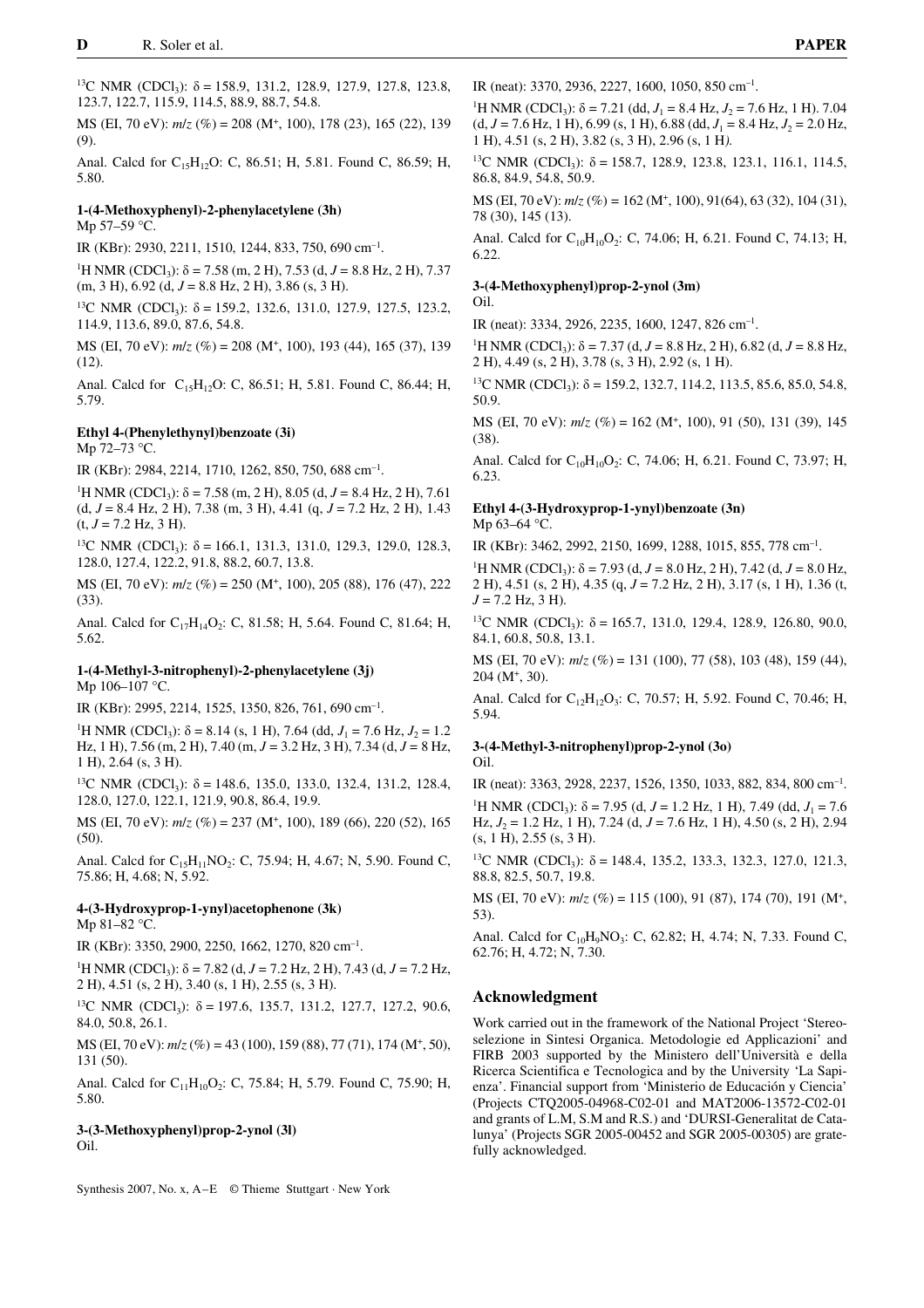$^{13}C$ NMR ($CDCl_3$): δ = 158.9, 131.2, 128.9, 127.9, 127.8, 123.8, 123.7, 122.7, 115.9, 114.5, 88.9, 88.7, 54.8.

MS (EI, 70 eV): $m/z$ (%) = 208 ($M^+$, 100), 178 (23), 165 (22), 139 (9).

Anal. Calcd for $C_{15}H_{12}O$: C, 86.51; H, 5.81. Found C, 86.59; H, 5.80.

### 1-(4-Methoxyphenyl)-2-phenylacetylene (3h)

Mp 57–59 °C.

IR (KBr): 2930, 2211, 1510, 1244, 833, 750, 690 $cm^{-1}$.

$^1H$ NMR ($CDCl_3$): δ = 7.58 (m, 2 H), 7.53 (d, $J$ = 8.8 Hz, 2 H), 7.37 (m, 3 H), 6.92 (d, $J$ = 8.8 Hz, 2 H), 3.86 (s, 3 H).

$^{13}C$ NMR ($CDCl_3$): δ = 159.2, 132.6, 131.0, 127.9, 127.5, 123.2, 114.9, 113.6, 89.0, 87.6, 54.8.

MS (EI, 70 eV): $m/z$ (%) = 208 ($M^+$, 100), 193 (44), 165 (37), 139 (12).

Anal. Calcd for $C_{15}H_{12}O$: C, 86.51; H, 5.81. Found C, 86.44; H, 5.79.

### Ethyl 4-(Phenylethynyl)benzoate (3i)

Mp 72–73 °C.

IR (KBr): 2984, 2214, 1710, 1262, 850, 750, 688 $cm^{-1}$.

$^1H$ NMR ($CDCl_3$): δ = 7.58 (m, 2 H), 8.05 (d, $J$ = 8.4 Hz, 2 H), 7.61 (d, $J$ = 8.4 Hz, 2 H), 7.38 (m, 3 H), 4.41 (q, $J$ = 7.2 Hz, 2 H), 1.43 (t, $J$ = 7.2 Hz, 3 H).

$^{13}C$ NMR ($CDCl_3$): δ = 166.1, 131.3, 131.0, 129.3, 129.0, 128.3, 128.0, 127.4, 122.2, 91.8, 88.2, 60.7, 13.8.

MS (EI, 70 eV): $m/z$ (%) = 250 ($M^+$, 100), 205 (88), 176 (47), 222 (33).

Anal. Calcd for $C_{17}H_{14}O_2$: C, 81.58; H, 5.64. Found C, 81.64; H, 5.62.

### 1-(4-Methyl-3-nitrophenyl)-2-phenylacetylene (3j)

Mp 106–107 °C.

IR (KBr): 2995, 2214, 1525, 1350, 826, 761, 690 $cm^{-1}$.

$^1H$ NMR ($CDCl_3$): δ = 8.14 (s, 1 H), 7.64 (dd, $J_1$ = 7.6 Hz, $J_2$ = 1.2 Hz, 1 H), 7.56 (m, 2 H), 7.40 (m, $J$ = 3.2 Hz, 3 H), 7.34 (d, $J$ = 8 Hz, 1 H), 2.64 (s, 3 H).

$^{13}C$ NMR ($CDCl_3$): δ = 148.6, 135.0, 133.0, 132.4, 131.2, 128.4, 128.0, 127.0, 122.1, 121.9, 90.8, 86.4, 19.9.

MS (EI, 70 eV): $m/z$ (%) = 237 ($M^+$, 100), 189 (66), 220 (52), 165 (50).

Anal. Calcd for $C_{15}H_{11}NO_2$: C, 75.94; H, 4.67; N, 5.90. Found C, 75.86; H, 4.68; N, 5.92.

### 4-(3-Hydroxyprop-1-ynyl)acetophenone (3k)

Mp 81–82 °C.

IR (KBr): 3350, 2900, 2250, 1662, 1270, 820 $cm^{-1}$.

$^1H$ NMR ($CDCl_3$): δ = 7.82 (d, $J$ = 7.2 Hz, 2 H), 7.43 (d, $J$ = 7.2 Hz, 2 H), 4.51 (s, 2 H), 3.40 (s, 1 H), 2.55 (s, 3 H).

$^{13}C$ NMR ($CDCl_3$): δ = 197.6, 135.7, 131.2, 127.7, 127.2, 90.6, 84.0, 50.8, 26.1.

MS (EI, 70 eV): $m/z$ (%) = 43 (100), 159 (88), 77 (71), 174 ($M^+$, 50), 131 (50).

Anal. Calcd for $C_{11}H_{10}O_2$: C, 75.84; H, 5.79. Found C, 75.90; H, 5.80.

### 3-(3-Methoxyphenyl)prop-2-ynol (3l)

Oil.

IR (neat): 3370, 2936, 2227, 1600, 1050, 850 $cm^{-1}$.

$^1H$ NMR ($CDCl_3$): δ = 7.21 (dd, $J_1$ = 8.4 Hz, $J_2$ = 7.6 Hz, 1 H). 7.04 (d, $J$ = 7.6 Hz, 1 H), 6.99 (s, 1 H), 6.88 (dd, $J_1$ = 8.4 Hz, $J_2$ = 2.0 Hz, 1 H), 4.51 (s, 2 H), 3.82 (s, 3 H), 2.96 (s, 1 H).

$^{13}C$ NMR ($CDCl_3$): δ = 158.7, 128.9, 123.8, 123.1, 116.1, 114.5, 86.8, 84.9, 54.8, 50.9.

MS (EI, 70 eV): $m/z$ (%) = 162 ($M^+$, 100), 91(64), 63 (32), 104 (31), 78 (30), 145 (13).

Anal. Calcd for $C_{10}H_{10}O_2$: C, 74.06; H, 6.21. Found C, 74.13; H, 6.22.

### 3-(4-Methoxyphenyl)prop-2-ynol (3m)

Oil.

IR (neat): 3334, 2926, 2235, 1600, 1247, 826 $cm^{-1}$.

$^1H$ NMR ($CDCl_3$): δ = 7.37 (d, $J$ = 8.8 Hz, 2 H), 6.82 (d, $J$ = 8.8 Hz, 2 H), 4.49 (s, 2 H), 3.78 (s, 3 H), 2.92 (s, 1 H).

$^{13}C$ NMR ($CDCl_3$): δ = 159.2, 132.7, 114.2, 113.5, 85.6, 85.0, 54.8, 50.9.

MS (EI, 70 eV): $m/z$ (%) = 162 ($M^+$, 100), 91 (50), 131 (39), 145 (38).

Anal. Calcd for $C_{10}H_{10}O_2$: C, 74.06; H, 6.21. Found C, 73.97; H, 6.23.

### Ethyl 4-(3-Hydroxyprop-1-ynyl)benzoate (3n)

Mp 63–64 °C.

IR (KBr): 3462, 2992, 2150, 1699, 1288, 1015, 855, 778 $cm^{-1}$.

$^1H$ NMR ($CDCl_3$): δ = 7.93 (d, $J$ = 8.0 Hz, 2 H), 7.42 (d, $J$ = 8.0 Hz, 2 H), 4.51 (s, 2 H), 4.35 (q, $J$ = 7.2 Hz, 2 H), 3.17 (s, 1 H), 1.36 (t, $J$ = 7.2 Hz, 3 H).

$^{13}C$ NMR ($CDCl_3$): δ = 165.7, 131.0, 129.4, 128.9, 126.80, 90.0, 84.1, 60.8, 50.8, 13.1.

MS (EI, 70 eV): $m/z$ (%) = 131 (100), 77 (58), 103 (48), 159 (44), 204 ($M^+$, 30).

Anal. Calcd for $C_{12}H_{12}O_3$: C, 70.57; H, 5.92. Found C, 70.46; H, 5.94.

### 3-(4-Methyl-3-nitrophenyl)prop-2-ynol (3o)

Oil.

IR (neat): 3363, 2928, 2237, 1526, 1350, 1033, 882, 834, 800 $cm^{-1}$.

$^1H$ NMR ($CDCl_3$): δ = 7.95 (d, $J$ = 1.2 Hz, 1 H), 7.49 (dd, $J_1$ = 7.6 Hz, $J_2$ = 1.2 Hz, 1 H), 7.24 (d, $J$ = 7.6 Hz, 1 H), 4.50 (s, 2 H), 2.94 (s, 1 H), 2.55 (s, 3 H).

$^{13}C$ NMR ($CDCl_3$): δ = 148.4, 135.2, 133.3, 132.3, 127.0, 121.3, 88.8, 82.5, 50.7, 19.8.

MS (EI, 70 eV): $m/z$ (%) = 115 (100), 91 (87), 174 (70), 191 ($M^+$, 53).

Anal. Calcd for $C_{10}H_9NO_3$: C, 62.82; H, 4.74; N, 7.33. Found C, 62.76; H, 4.72; N, 7.30.

## Acknowledgment

Work carried out in the framework of the National Project 'Stereoselezione in Sintesi Organica. Metodologie ed Applicazioni' and FIRB 2003 supported by the Ministero dell'Università e della Ricerca Scientifica e Tecnologica and by the University 'La Sapienza'. Financial support from 'Ministerio de Educación y Ciencia' (Projects CTQ2005-04968-C02-01 and MAT2006-13572-C02-01 and grants of L.M, S.M and R.S.) and 'DURSI-Generalitat de Catalunya' (Projects SGR 2005-00452 and SGR 2005-00305) are gratefully acknowledged.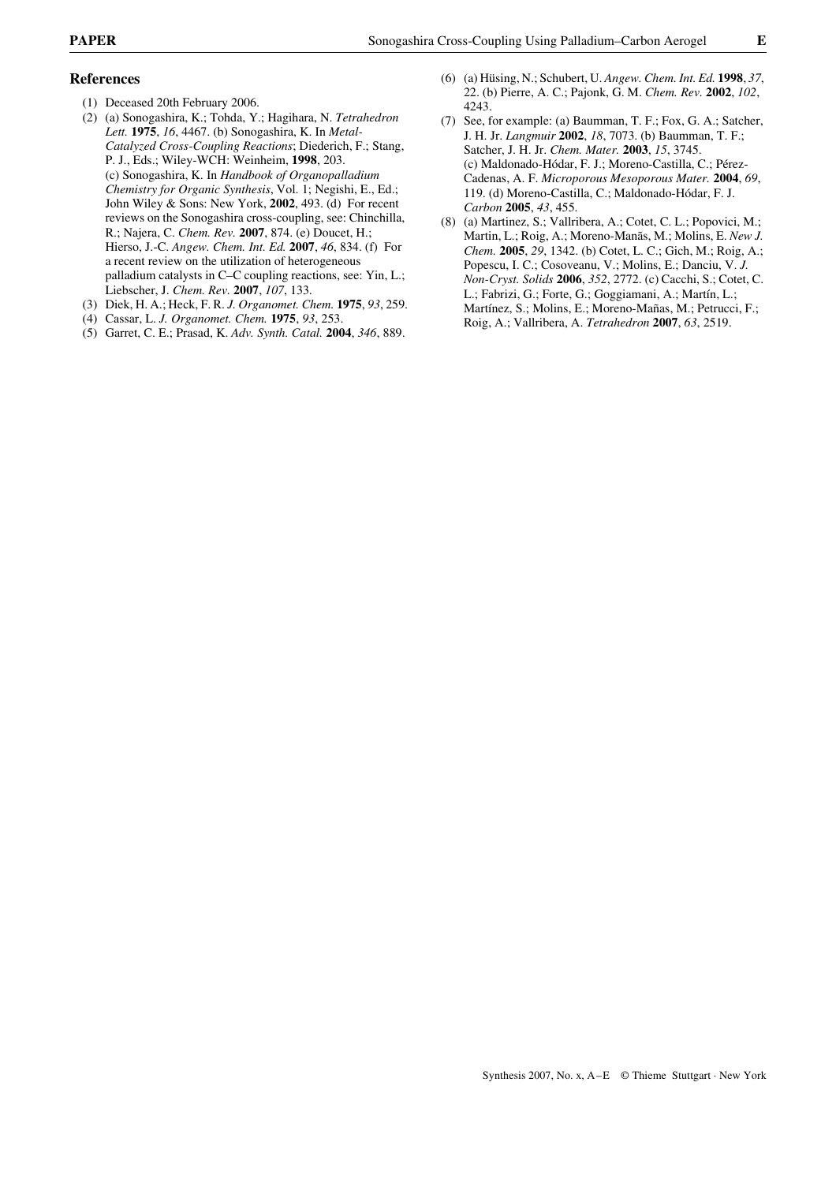## References

(1) Deceased 20th February 2006.

(2) (a) Sonogashira, K.; Tohda, Y.; Hagihara, N. *Tetrahedron Lett.* **1975**, *16*, 4467. (b) Sonogashira, K. In *Metal-Catalyzed Cross-Coupling Reactions*; Diederich, F.; Stang, P. J., Eds.; Wiley-WCH: Weinheim, **1998**, 203. (c) Sonogashira, K. In *Handbook of Organopalladium Chemistry for Organic Synthesis*, Vol. 1; Negishi, E., Ed.; John Wiley & Sons: New York, **2002**, 493. (d) For recent reviews on the Sonogashira cross-coupling, see: Chinchilla, R.; Najera, C. *Chem. Rev.* **2007**, 874. (e) Doucet, H.; Hierso, J.-C. *Angew. Chem. Int. Ed.* **2007**, *46*, 834. (f) For a recent review on the utilization of heterogeneous palladium catalysts in C–C coupling reactions, see: Yin, L.; Liebscher, J. *Chem. Rev.* **2007**, *107*, 133.

(3) Diek, H. A.; Heck, F. R. *J. Organomet. Chem.* **1975**, *93*, 259.

(4) Cassar, L. *J. Organomet. Chem.* **1975**, *93*, 253.

(5) Garret, C. E.; Prasad, K. *Adv. Synth. Catal.* **2004**, *346*, 889.

(6) (a) Hüsing, N.; Schubert, U. *Angew. Chem. Int. Ed.* **1998**, *37*, 22. (b) Pierre, A. C.; Pajonk, G. M. *Chem. Rev.* **2002**, *102*, 4243.

(7) See, for example: (a) Baumman, T. F.; Fox, G. A.; Satcher, J. H. Jr. *Langmuir* **2002**, *18*, 7073. (b) Baumman, T. F.; Satcher, J. H. Jr. *Chem. Mater.* **2003**, *15*, 3745. (c) Maldonado-Hódar, F. J.; Moreno-Castilla, C.; Pérez-Cadenas, A. F. *Microporous Mesoporous Mater.* **2004**, *69*, 119. (d) Moreno-Castilla, C.; Maldonado-Hódar, F. J. *Carbon* **2005**, *43*, 455.

(8) (a) Martinez, S.; Vallribera, A.; Cotet, C. L.; Popovici, M.; Martin, L.; Roig, A.; Moreno-Manãs, M.; Molins, E. *New J. Chem.* **2005**, *29*, 1342. (b) Cotet, L. C.; Gich, M.; Roig, A.; Popescu, I. C.; Cosoveanu, V.; Molins, E.; Danciu, V. *J. Non-Cryst. Solids* **2006**, *352*, 2772. (c) Cacchi, S.; Cotet, C. L.; Fabrizi, G.; Forte, G.; Goggiamani, A.; Martín, L.; Martínez, S.; Molins, E.; Moreno-Mañas, M.; Petrucci, F.; Roig, A.; Vallribera, A. *Tetrahedron* **2007**, *63*, 2519.